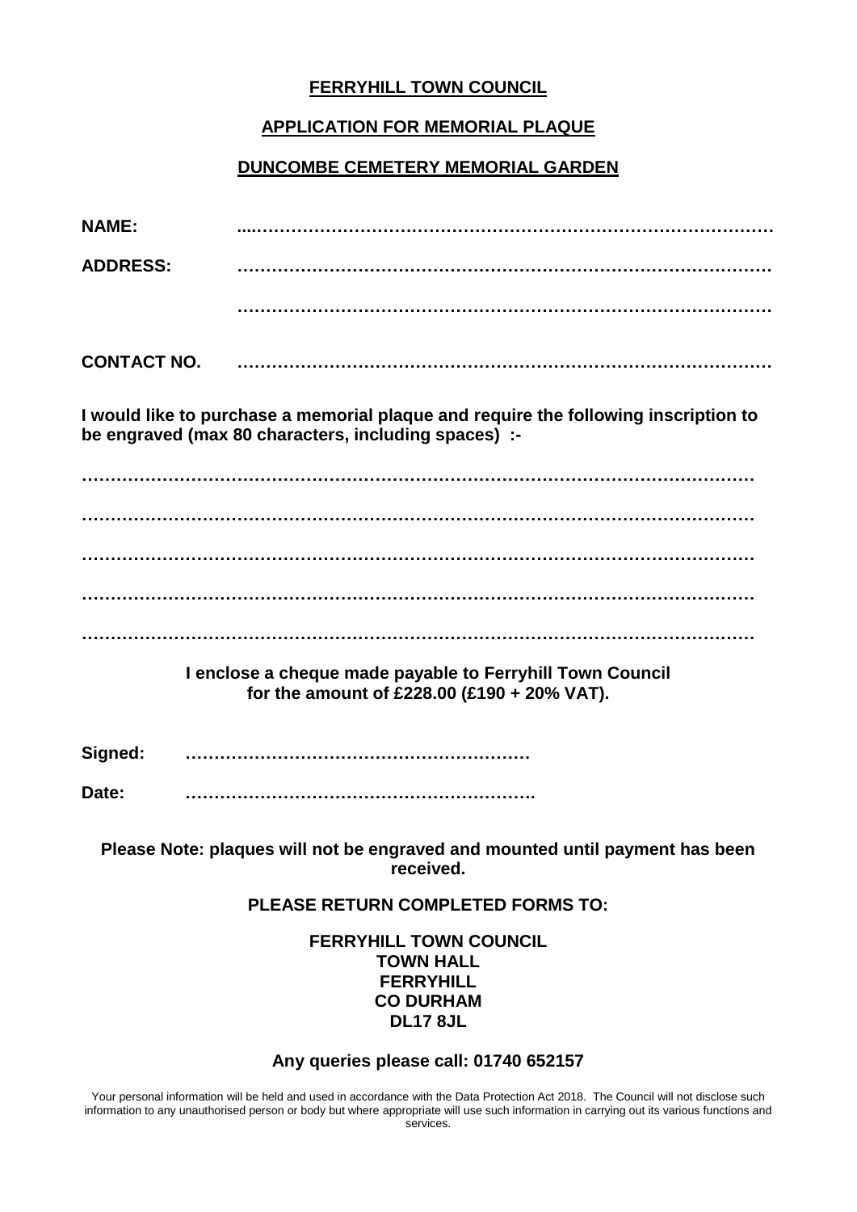# FERRYHILL TOWN COUNCIL

## APPLICATION FOR MEMORIAL PLAQUE

## DUNCOMBE CEMETERY MEMORIAL GARDEN

**NAME:** ....……………………………………………………………………………

**ADDRESS:** ………………………………………………………………………………

………………………………………………………………………………

**CONTACT NO.** ………………………………………………………………………………

**I would like to purchase a memorial plaque and require the following inscription to be engraved (max 80 characters, including spaces) :-**

……………………………………………………………………………………………………

……………………………………………………………………………………………………

……………………………………………………………………………………………………

……………………………………………………………………………………………………

……………………………………………………………………………………………………

**I enclose a cheque made payable to Ferryhill Town Council for the amount of £228.00 (£190 + 20% VAT).**

**Signed:** ……………………………………………………

**Date:** …………………………………………………….

**Please Note: plaques will not be engraved and mounted until payment has been received.**

**PLEASE RETURN COMPLETED FORMS TO:**

**FERRYHILL TOWN COUNCIL**
**TOWN HALL**
**FERRYHILL**
**CO DURHAM**
**DL17 8JL**

**Any queries please call: 01740 652157**

Your personal information will be held and used in accordance with the Data Protection Act 2018. The Council will not disclose such information to any unauthorised person or body but where appropriate will use such information in carrying out its various functions and services.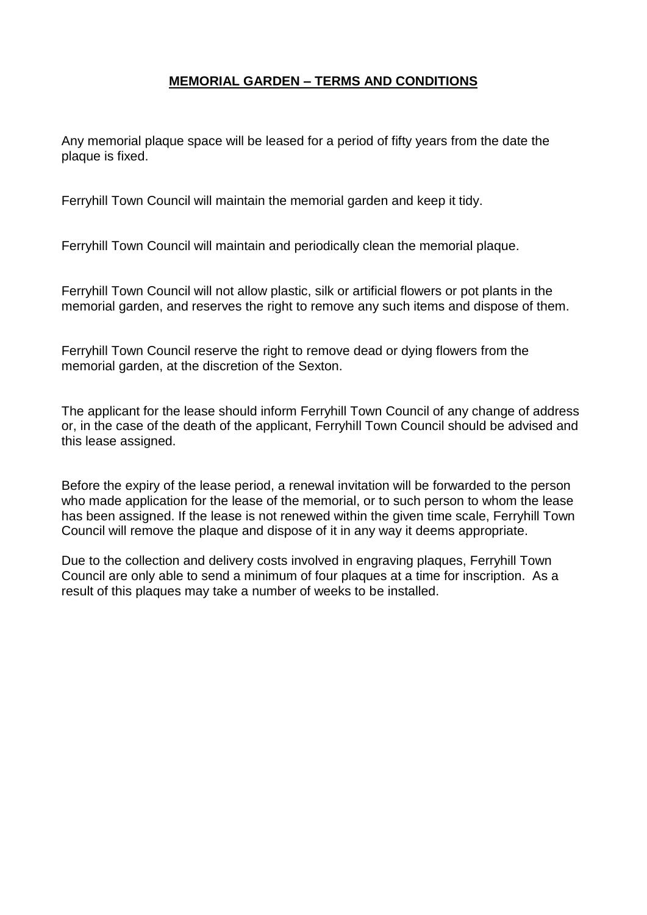# MEMORIAL GARDEN – TERMS AND CONDITIONS

Any memorial plaque space will be leased for a period of fifty years from the date the plaque is fixed.

Ferryhill Town Council will maintain the memorial garden and keep it tidy.

Ferryhill Town Council will maintain and periodically clean the memorial plaque.

Ferryhill Town Council will not allow plastic, silk or artificial flowers or pot plants in the memorial garden, and reserves the right to remove any such items and dispose of them.

Ferryhill Town Council reserve the right to remove dead or dying flowers from the memorial garden, at the discretion of the Sexton.

The applicant for the lease should inform Ferryhill Town Council of any change of address or, in the case of the death of the applicant, Ferryhill Town Council should be advised and this lease assigned.

Before the expiry of the lease period, a renewal invitation will be forwarded to the person who made application for the lease of the memorial, or to such person to whom the lease has been assigned. If the lease is not renewed within the given time scale, Ferryhill Town Council will remove the plaque and dispose of it in any way it deems appropriate.

Due to the collection and delivery costs involved in engraving plaques, Ferryhill Town Council are only able to send a minimum of four plaques at a time for inscription. As a result of this plaques may take a number of weeks to be installed.